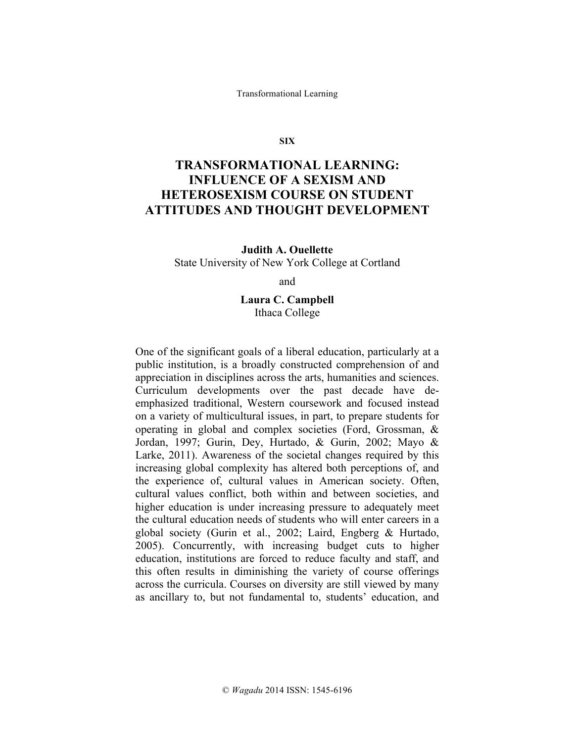SIX

# TRANSFORMATIONAL LEARNING: INFLUENCE OF A SEXISM AND HETEROSEXISM COURSE ON STUDENT ATTITUDES AND THOUGHT DEVELOPMENT

**Judith A. Ouellette**
State University of New York College at Cortland

and

**Laura C. Campbell**
Ithaca College

One of the significant goals of a liberal education, particularly at a public institution, is a broadly constructed comprehension of and appreciation in disciplines across the arts, humanities and sciences. Curriculum developments over the past decade have de-emphasized traditional, Western coursework and focused instead on a variety of multicultural issues, in part, to prepare students for operating in global and complex societies (Ford, Grossman, & Jordan, 1997; Gurin, Dey, Hurtado, & Gurin, 2002; Mayo & Larke, 2011). Awareness of the societal changes required by this increasing global complexity has altered both perceptions of, and the experience of, cultural values in American society. Often, cultural values conflict, both within and between societies, and higher education is under increasing pressure to adequately meet the cultural education needs of students who will enter careers in a global society (Gurin et al., 2002; Laird, Engberg & Hurtado, 2005). Concurrently, with increasing budget cuts to higher education, institutions are forced to reduce faculty and staff, and this often results in diminishing the variety of course offerings across the curricula. Courses on diversity are still viewed by many as ancillary to, but not fundamental to, students' education, and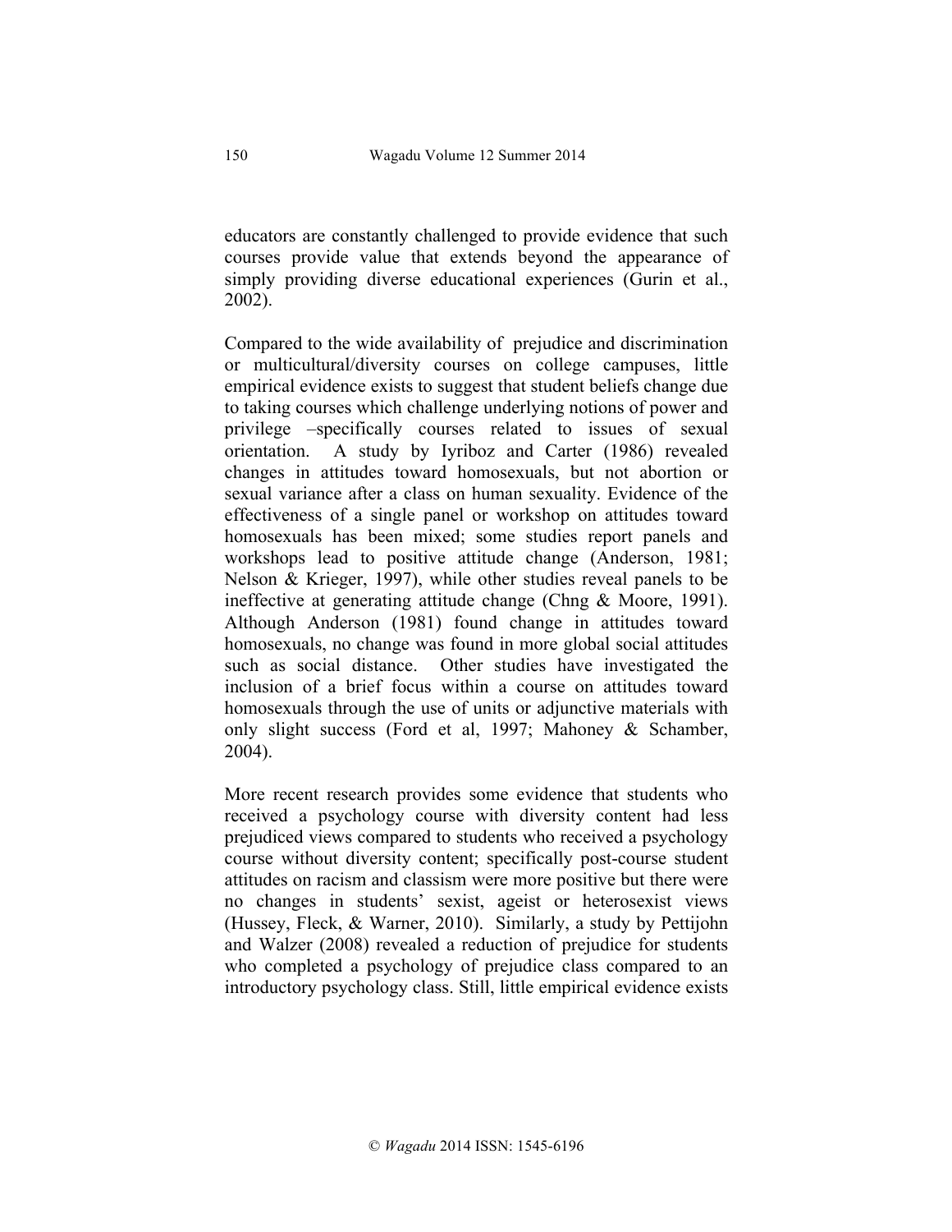educators are constantly challenged to provide evidence that such courses provide value that extends beyond the appearance of simply providing diverse educational experiences (Gurin et al., 2002).

Compared to the wide availability of prejudice and discrimination or multicultural/diversity courses on college campuses, little empirical evidence exists to suggest that student beliefs change due to taking courses which challenge underlying notions of power and privilege –specifically courses related to issues of sexual orientation. A study by Iyriboz and Carter (1986) revealed changes in attitudes toward homosexuals, but not abortion or sexual variance after a class on human sexuality. Evidence of the effectiveness of a single panel or workshop on attitudes toward homosexuals has been mixed; some studies report panels and workshops lead to positive attitude change (Anderson, 1981; Nelson & Krieger, 1997), while other studies reveal panels to be ineffective at generating attitude change (Chng & Moore, 1991). Although Anderson (1981) found change in attitudes toward homosexuals, no change was found in more global social attitudes such as social distance. Other studies have investigated the inclusion of a brief focus within a course on attitudes toward homosexuals through the use of units or adjunctive materials with only slight success (Ford et al, 1997; Mahoney & Schamber, 2004).

More recent research provides some evidence that students who received a psychology course with diversity content had less prejudiced views compared to students who received a psychology course without diversity content; specifically post-course student attitudes on racism and classism were more positive but there were no changes in students' sexist, ageist or heterosexist views (Hussey, Fleck, & Warner, 2010). Similarly, a study by Pettijohn and Walzer (2008) revealed a reduction of prejudice for students who completed a psychology of prejudice class compared to an introductory psychology class. Still, little empirical evidence exists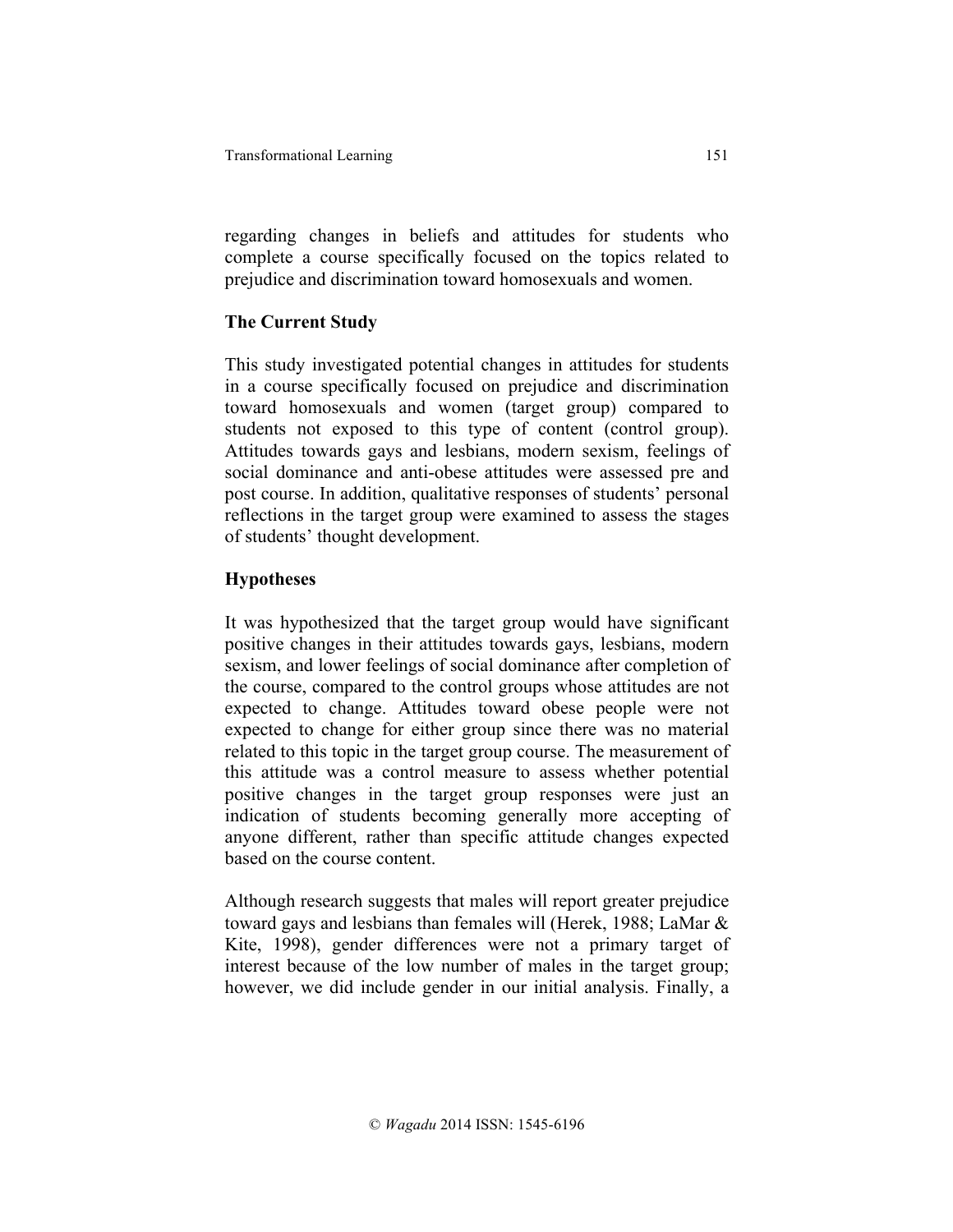regarding changes in beliefs and attitudes for students who complete a course specifically focused on the topics related to prejudice and discrimination toward homosexuals and women.

## The Current Study

This study investigated potential changes in attitudes for students in a course specifically focused on prejudice and discrimination toward homosexuals and women (target group) compared to students not exposed to this type of content (control group). Attitudes towards gays and lesbians, modern sexism, feelings of social dominance and anti-obese attitudes were assessed pre and post course. In addition, qualitative responses of students' personal reflections in the target group were examined to assess the stages of students' thought development.

## Hypotheses

It was hypothesized that the target group would have significant positive changes in their attitudes towards gays, lesbians, modern sexism, and lower feelings of social dominance after completion of the course, compared to the control groups whose attitudes are not expected to change. Attitudes toward obese people were not expected to change for either group since there was no material related to this topic in the target group course. The measurement of this attitude was a control measure to assess whether potential positive changes in the target group responses were just an indication of students becoming generally more accepting of anyone different, rather than specific attitude changes expected based on the course content.

Although research suggests that males will report greater prejudice toward gays and lesbians than females will (Herek, 1988; LaMar & Kite, 1998), gender differences were not a primary target of interest because of the low number of males in the target group; however, we did include gender in our initial analysis. Finally, a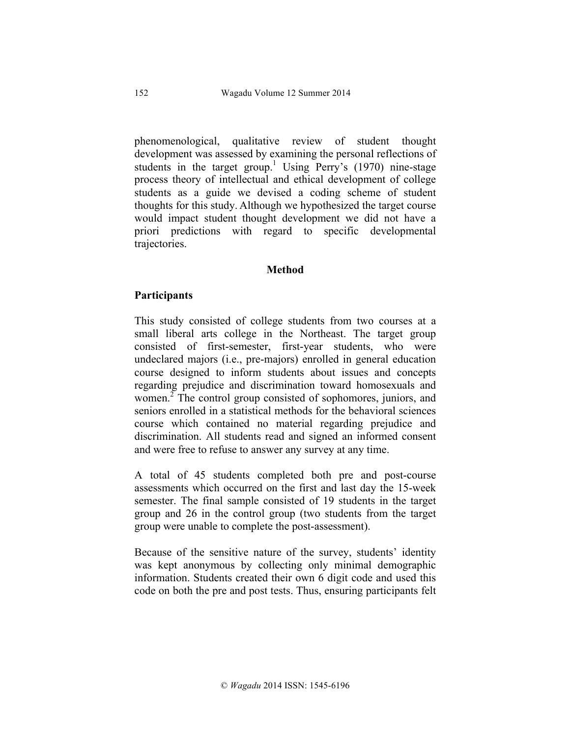phenomenological, qualitative review of student thought development was assessed by examining the personal reflections of students in the target group.[1] Using Perry's (1970) nine-stage process theory of intellectual and ethical development of college students as a guide we devised a coding scheme of student thoughts for this study. Although we hypothesized the target course would impact student thought development we did not have a priori predictions with regard to specific developmental trajectories.

## Method

### Participants

This study consisted of college students from two courses at a small liberal arts college in the Northeast. The target group consisted of first-semester, first-year students, who were undeclared majors (i.e., pre-majors) enrolled in general education course designed to inform students about issues and concepts regarding prejudice and discrimination toward homosexuals and women.[2] The control group consisted of sophomores, juniors, and seniors enrolled in a statistical methods for the behavioral sciences course which contained no material regarding prejudice and discrimination. All students read and signed an informed consent and were free to refuse to answer any survey at any time.

A total of 45 students completed both pre and post-course assessments which occurred on the first and last day the 15-week semester. The final sample consisted of 19 students in the target group and 26 in the control group (two students from the target group were unable to complete the post-assessment).

Because of the sensitive nature of the survey, students' identity was kept anonymous by collecting only minimal demographic information. Students created their own 6 digit code and used this code on both the pre and post tests. Thus, ensuring participants felt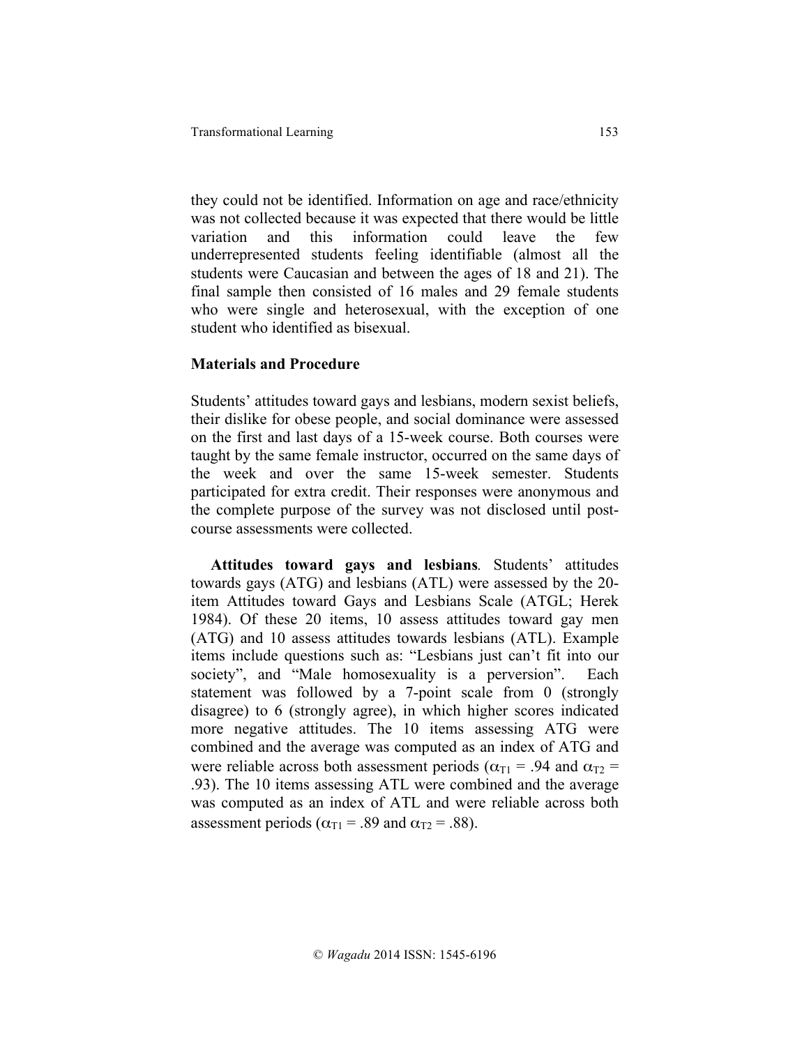they could not be identified. Information on age and race/ethnicity was not collected because it was expected that there would be little variation and this information could leave the few underrepresented students feeling identifiable (almost all the students were Caucasian and between the ages of 18 and 21). The final sample then consisted of 16 males and 29 female students who were single and heterosexual, with the exception of one student who identified as bisexual.

### Materials and Procedure

Students' attitudes toward gays and lesbians, modern sexist beliefs, their dislike for obese people, and social dominance were assessed on the first and last days of a 15-week course. Both courses were taught by the same female instructor, occurred on the same days of the week and over the same 15-week semester. Students participated for extra credit. Their responses were anonymous and the complete purpose of the survey was not disclosed until post-course assessments were collected.

**Attitudes toward gays and lesbians**. Students' attitudes towards gays (ATG) and lesbians (ATL) were assessed by the 20-item Attitudes toward Gays and Lesbians Scale (ATGL; Herek 1984). Of these 20 items, 10 assess attitudes toward gay men (ATG) and 10 assess attitudes towards lesbians (ATL). Example items include questions such as: "Lesbians just can't fit into our society", and "Male homosexuality is a perversion". Each statement was followed by a 7-point scale from 0 (strongly disagree) to 6 (strongly agree), in which higher scores indicated more negative attitudes. The 10 items assessing ATG were combined and the average was computed as an index of ATG and were reliable across both assessment periods ($\alpha_{T1}$ = .94 and $\alpha_{T2}$ = .93). The 10 items assessing ATL were combined and the average was computed as an index of ATL and were reliable across both assessment periods ($\alpha_{T1}$ = .89 and $\alpha_{T2}$ = .88).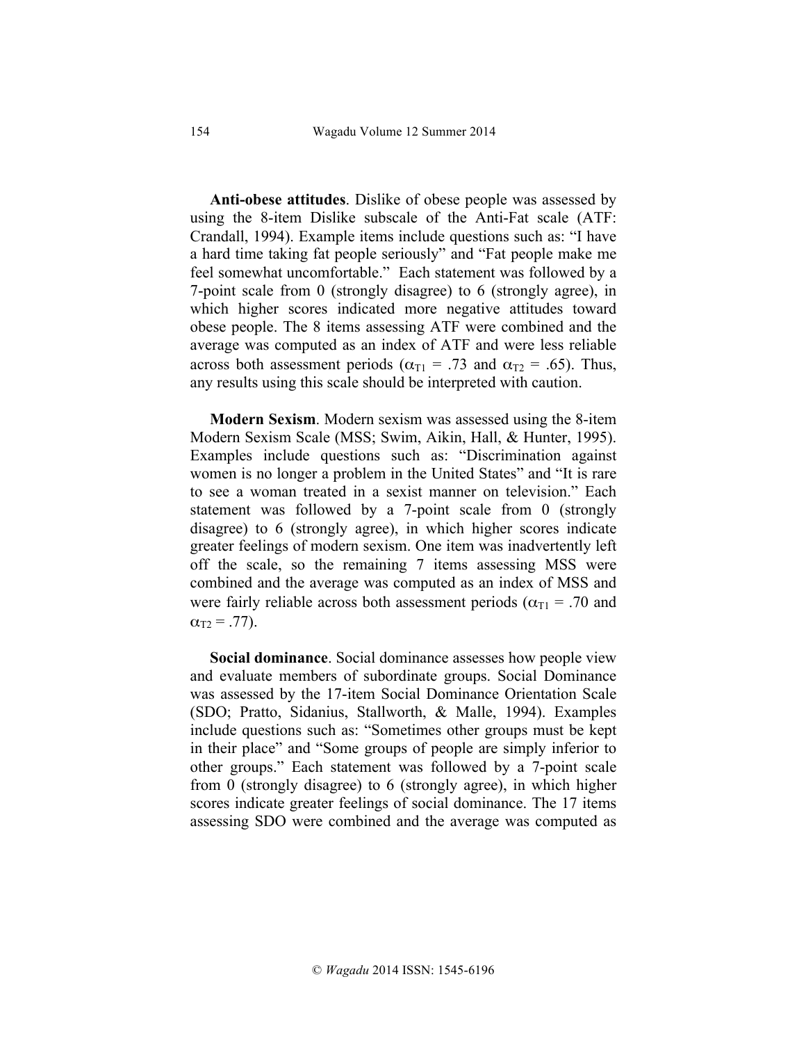**Anti-obese attitudes**. Dislike of obese people was assessed by using the 8-item Dislike subscale of the Anti-Fat scale (ATF: Crandall, 1994). Example items include questions such as: "I have a hard time taking fat people seriously" and "Fat people make me feel somewhat uncomfortable." Each statement was followed by a 7-point scale from 0 (strongly disagree) to 6 (strongly agree), in which higher scores indicated more negative attitudes toward obese people. The 8 items assessing ATF were combined and the average was computed as an index of ATF and were less reliable across both assessment periods ($\alpha_{T1}$ = .73 and $\alpha_{T2}$ = .65). Thus, any results using this scale should be interpreted with caution.

**Modern Sexism**. Modern sexism was assessed using the 8-item Modern Sexism Scale (MSS; Swim, Aikin, Hall, & Hunter, 1995). Examples include questions such as: "Discrimination against women is no longer a problem in the United States" and "It is rare to see a woman treated in a sexist manner on television." Each statement was followed by a 7-point scale from 0 (strongly disagree) to 6 (strongly agree), in which higher scores indicate greater feelings of modern sexism. One item was inadvertently left off the scale, so the remaining 7 items assessing MSS were combined and the average was computed as an index of MSS and were fairly reliable across both assessment periods ($\alpha_{T1}$ = .70 and $\alpha_{T2}$ = .77).

**Social dominance**. Social dominance assesses how people view and evaluate members of subordinate groups. Social Dominance was assessed by the 17-item Social Dominance Orientation Scale (SDO; Pratto, Sidanius, Stallworth, & Malle, 1994). Examples include questions such as: "Sometimes other groups must be kept in their place" and "Some groups of people are simply inferior to other groups." Each statement was followed by a 7-point scale from 0 (strongly disagree) to 6 (strongly agree), in which higher scores indicate greater feelings of social dominance. The 17 items assessing SDO were combined and the average was computed as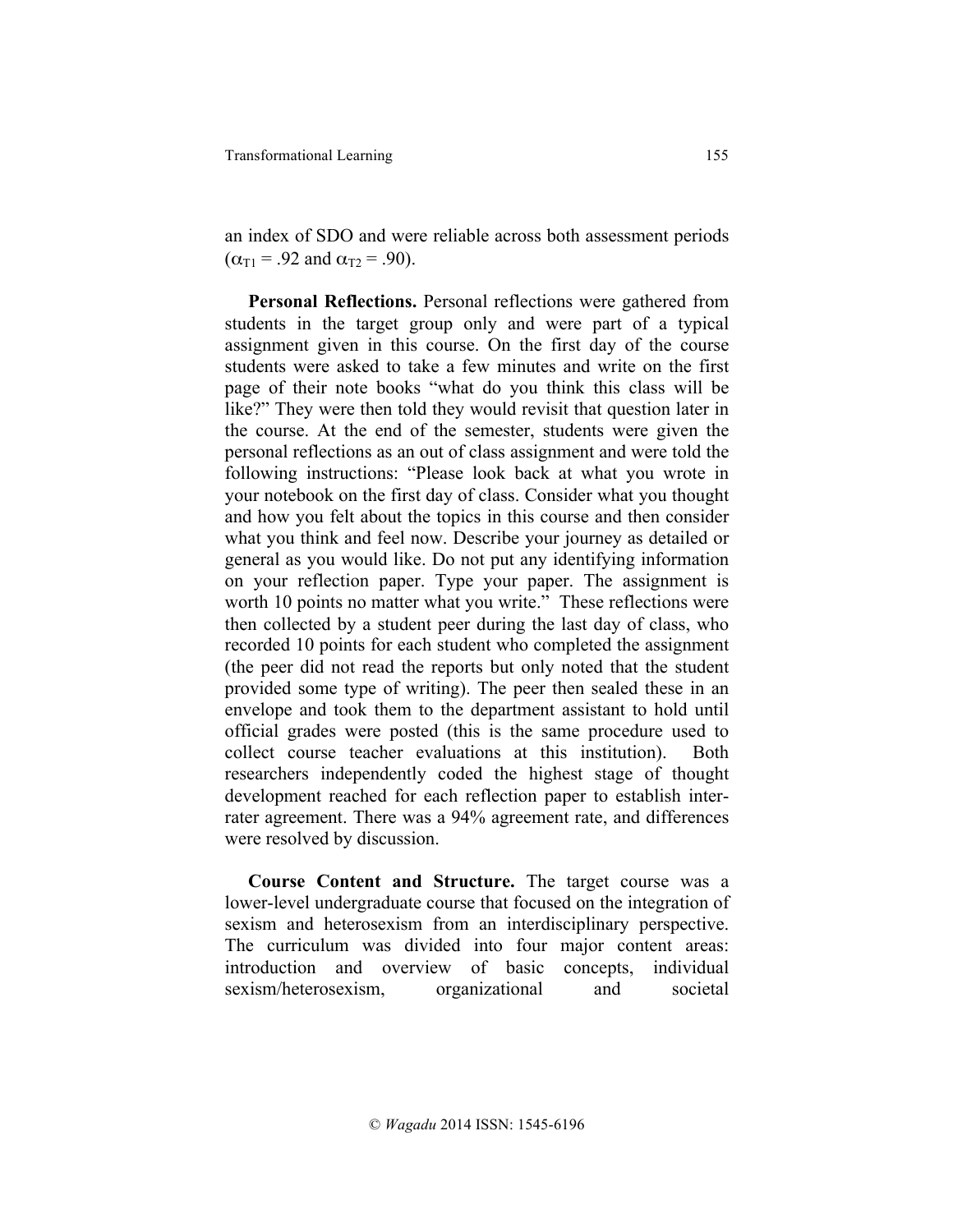an index of SDO and were reliable across both assessment periods ($\alpha_{T1}$ = .92 and $\alpha_{T2}$ = .90).

**Personal Reflections.** Personal reflections were gathered from students in the target group only and were part of a typical assignment given in this course. On the first day of the course students were asked to take a few minutes and write on the first page of their note books "what do you think this class will be like?" They were then told they would revisit that question later in the course. At the end of the semester, students were given the personal reflections as an out of class assignment and were told the following instructions: "Please look back at what you wrote in your notebook on the first day of class. Consider what you thought and how you felt about the topics in this course and then consider what you think and feel now. Describe your journey as detailed or general as you would like. Do not put any identifying information on your reflection paper. Type your paper. The assignment is worth 10 points no matter what you write." These reflections were then collected by a student peer during the last day of class, who recorded 10 points for each student who completed the assignment (the peer did not read the reports but only noted that the student provided some type of writing). The peer then sealed these in an envelope and took them to the department assistant to hold until official grades were posted (this is the same procedure used to collect course teacher evaluations at this institution). Both researchers independently coded the highest stage of thought development reached for each reflection paper to establish inter-rater agreement. There was a 94% agreement rate, and differences were resolved by discussion.

**Course Content and Structure.** The target course was a lower-level undergraduate course that focused on the integration of sexism and heterosexism from an interdisciplinary perspective. The curriculum was divided into four major content areas: introduction and overview of basic concepts, individual sexism/heterosexism, organizational and societal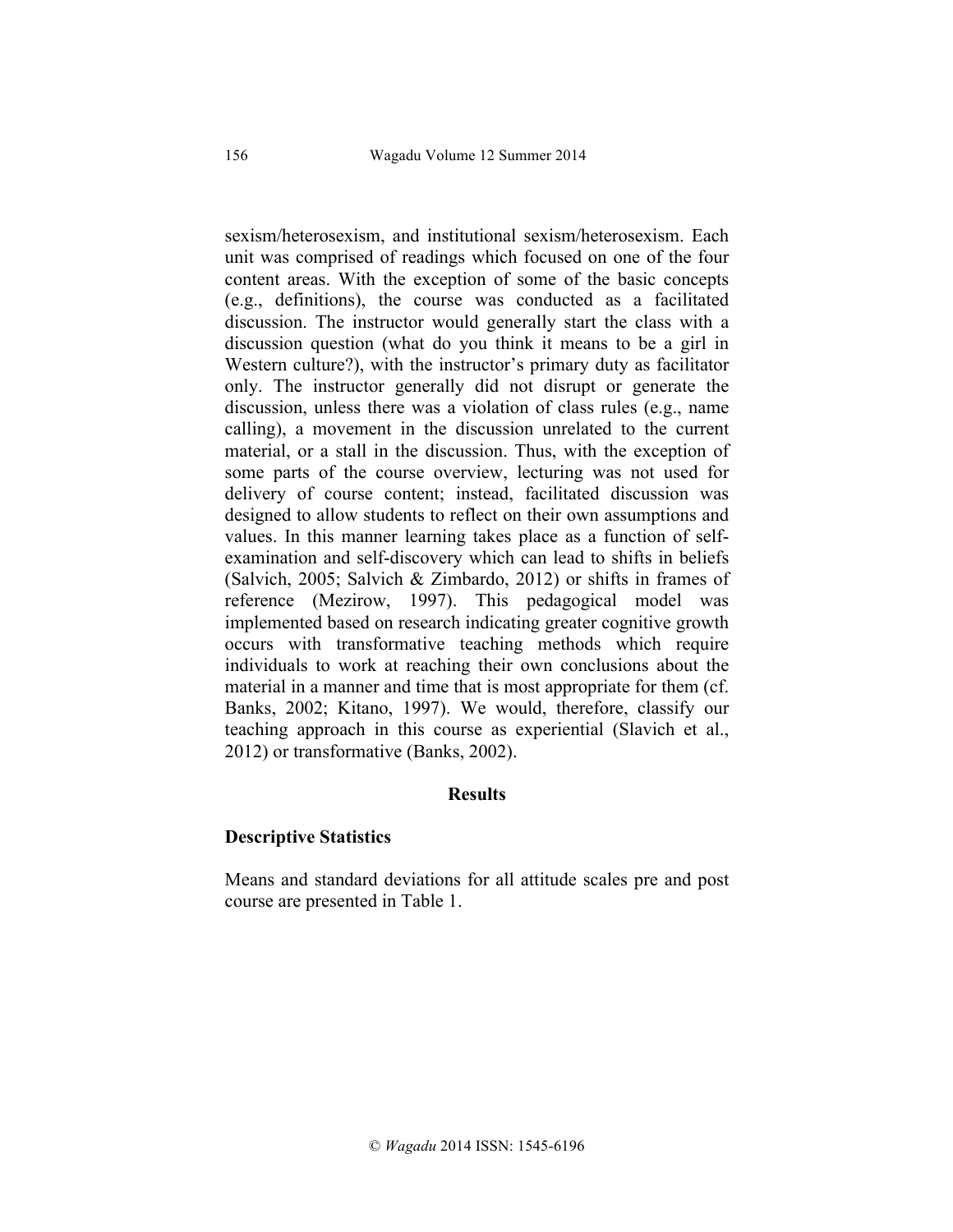sexism/heterosexism, and institutional sexism/heterosexism. Each unit was comprised of readings which focused on one of the four content areas. With the exception of some of the basic concepts (e.g., definitions), the course was conducted as a facilitated discussion. The instructor would generally start the class with a discussion question (what do you think it means to be a girl in Western culture?), with the instructor's primary duty as facilitator only. The instructor generally did not disrupt or generate the discussion, unless there was a violation of class rules (e.g., name calling), a movement in the discussion unrelated to the current material, or a stall in the discussion. Thus, with the exception of some parts of the course overview, lecturing was not used for delivery of course content; instead, facilitated discussion was designed to allow students to reflect on their own assumptions and values. In this manner learning takes place as a function of self-examination and self-discovery which can lead to shifts in beliefs (Salvich, 2005; Salvich & Zimbardo, 2012) or shifts in frames of reference (Mezirow, 1997). This pedagogical model was implemented based on research indicating greater cognitive growth occurs with transformative teaching methods which require individuals to work at reaching their own conclusions about the material in a manner and time that is most appropriate for them (cf. Banks, 2002; Kitano, 1997). We would, therefore, classify our teaching approach in this course as experiential (Slavich et al., 2012) or transformative (Banks, 2002).

## Results

### Descriptive Statistics

Means and standard deviations for all attitude scales pre and post course are presented in Table 1.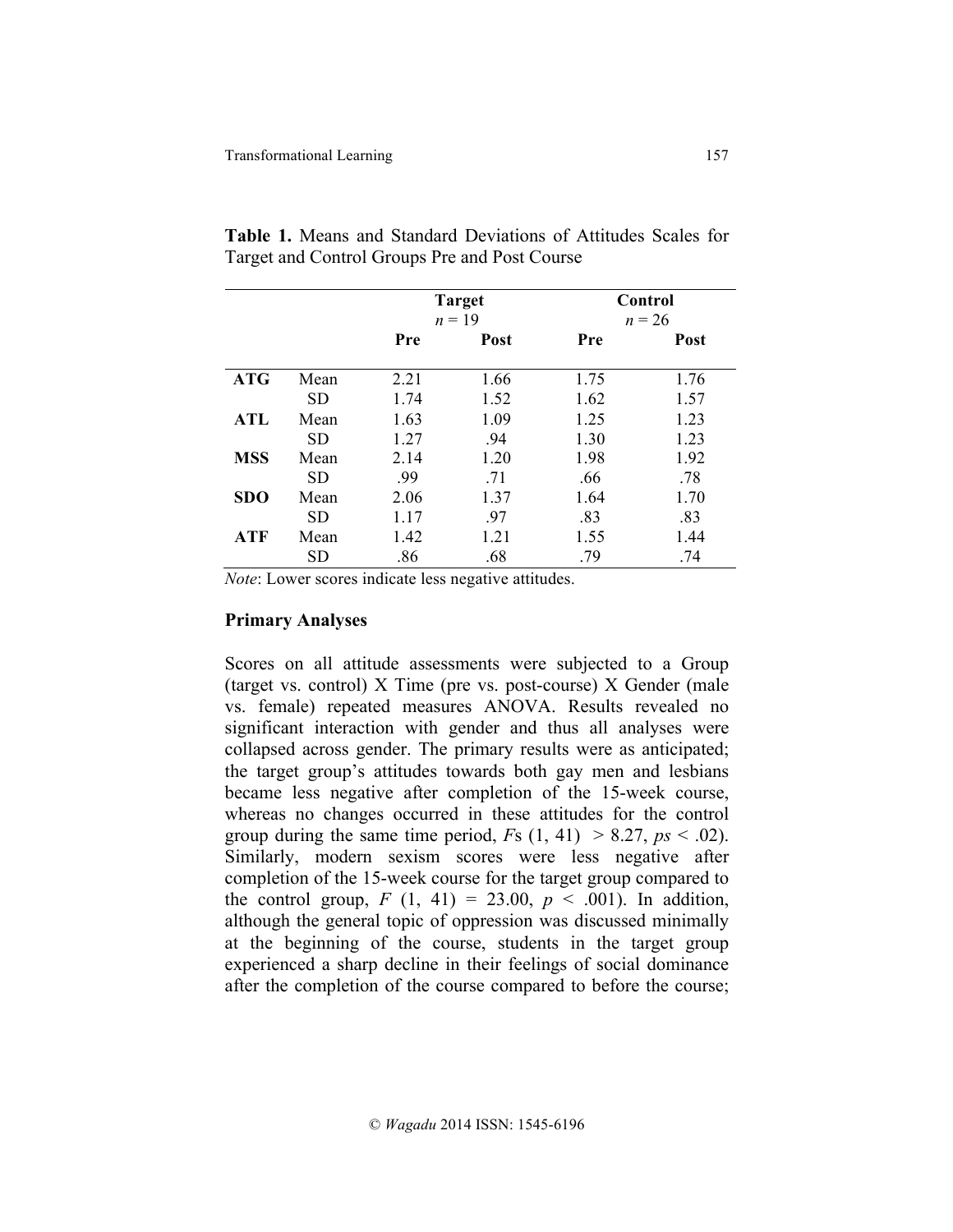**Table 1.** Means and Standard Deviations of Attitudes Scales for Target and Control Groups Pre and Post Course

| | | Target $n = 19$ | | Control $n = 26$ | |
|---|---|---|---|---|---|
| | | **Pre** | **Post** | **Pre** | **Post** |
| **ATG** | Mean | 2.21 | 1.66 | 1.75 | 1.76 |
| | SD | 1.74 | 1.52 | 1.62 | 1.57 |
| **ATL** | Mean | 1.63 | 1.09 | 1.25 | 1.23 |
| | SD | 1.27 | .94 | 1.30 | 1.23 |
| **MSS** | Mean | 2.14 | 1.20 | 1.98 | 1.92 |
| | SD | .99 | .71 | .66 | .78 |
| **SDO** | Mean | 2.06 | 1.37 | 1.64 | 1.70 |
| | SD | 1.17 | .97 | .83 | .83 |
| **ATF** | Mean | 1.42 | 1.21 | 1.55 | 1.44 |
| | SD | .86 | .68 | .79 | .74 |

*Note*: Lower scores indicate less negative attitudes.

### Primary Analyses

Scores on all attitude assessments were subjected to a Group (target vs. control) X Time (pre vs. post-course) X Gender (male vs. female) repeated measures ANOVA. Results revealed no significant interaction with gender and thus all analyses were collapsed across gender. The primary results were as anticipated; the target group's attitudes towards both gay men and lesbians became less negative after completion of the 15-week course, whereas no changes occurred in these attitudes for the control group during the same time period, $F$s $(1, 41) > 8.27$, $ps < .02$). Similarly, modern sexism scores were less negative after completion of the 15-week course for the target group compared to the control group, $F(1, 41) = 23.00$, $p < .001$). In addition, although the general topic of oppression was discussed minimally at the beginning of the course, students in the target group experienced a sharp decline in their feelings of social dominance after the completion of the course compared to before the course;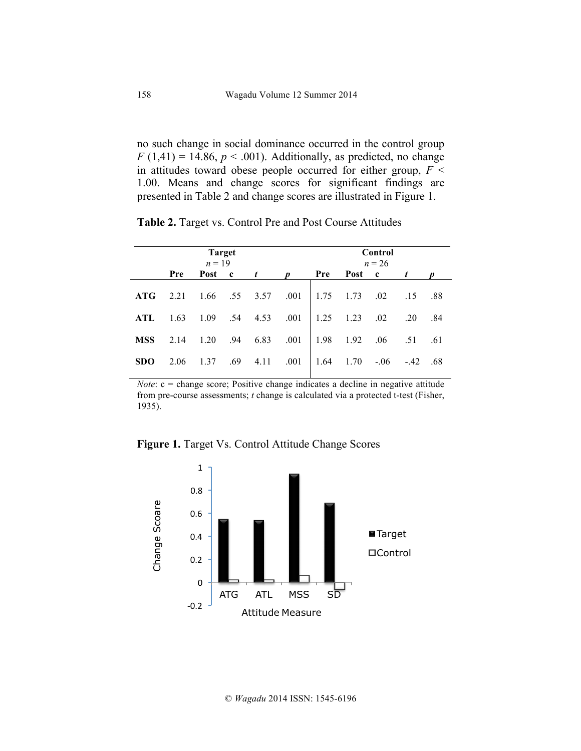no such change in social dominance occurred in the control group $F(1,41) = 14.86$, $p < .001$). Additionally, as predicted, no change in attitudes toward obese people occurred for either group, $F < 1.00$. Means and change scores for significant findings are presented in Table 2 and change scores are illustrated in Figure 1.

**Table 2.** Target vs. Control Pre and Post Course Attitudes

| | Target $n = 19$ | | | | | Control $n = 26$ | | | | |
|---|---|---|---|---|---|---|---|---|---|---|
| | **Pre** | **Post** | **c** | ***t*** | ***p*** | **Pre** | **Post** | **c** | ***t*** | ***p*** |
| **ATG** | 2.21 | 1.66 | .55 | 3.57 | .001 | 1.75 | 1.73 | .02 | .15 | .88 |
| **ATL** | 1.63 | 1.09 | .54 | 4.53 | .001 | 1.25 | 1.23 | .02 | .20 | .84 |
| **MSS** | 2.14 | 1.20 | .94 | 6.83 | .001 | 1.98 | 1.92 | .06 | .51 | .61 |
| **SDO** | 2.06 | 1.37 | .69 | 4.11 | .001 | 1.64 | 1.70 | -.06 | -.42 | .68 |

*Note*: c = change score; Positive change indicates a decline in negative attitude from pre-course assessments; *t* change is calculated via a protected t-test (Fisher, 1935).

**Figure 1.** Target Vs. Control Attitude Change Scores

| Attitude Measure | Target | Control |
|---|---|---|
| ATG | .55 | .02 |
| ATL | .54 | .02 |
| MSS | .94 | .06 |
| SD | .69 | -.06 |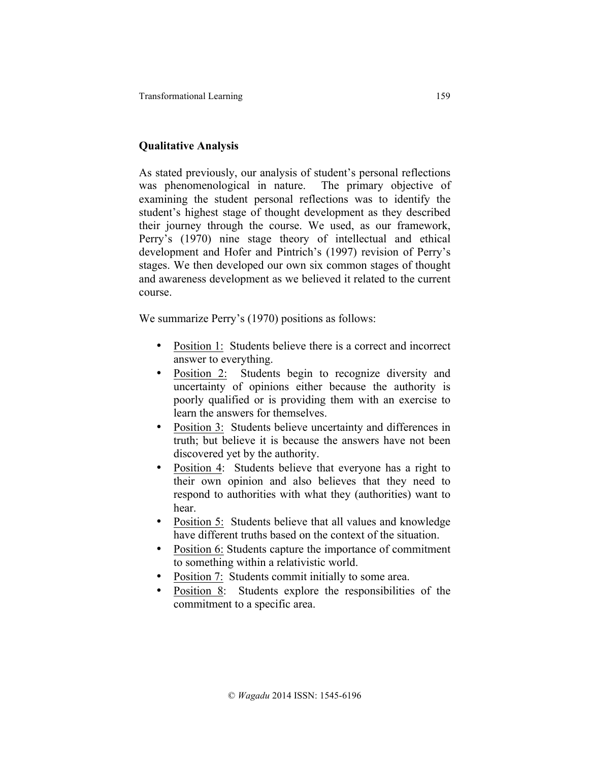## Qualitative Analysis

As stated previously, our analysis of student's personal reflections was phenomenological in nature. The primary objective of examining the student personal reflections was to identify the student's highest stage of thought development as they described their journey through the course. We used, as our framework, Perry's (1970) nine stage theory of intellectual and ethical development and Hofer and Pintrich's (1997) revision of Perry's stages. We then developed our own six common stages of thought and awareness development as we believed it related to the current course.

We summarize Perry's (1970) positions as follows:

- Position 1: Students believe there is a correct and incorrect answer to everything.
- Position 2: Students begin to recognize diversity and uncertainty of opinions either because the authority is poorly qualified or is providing them with an exercise to learn the answers for themselves.
- Position 3: Students believe uncertainty and differences in truth; but believe it is because the answers have not been discovered yet by the authority.
- Position 4: Students believe that everyone has a right to their own opinion and also believes that they need to respond to authorities with what they (authorities) want to hear.
- Position 5: Students believe that all values and knowledge have different truths based on the context of the situation.
- Position 6: Students capture the importance of commitment to something within a relativistic world.
- Position 7: Students commit initially to some area.
- Position 8: Students explore the responsibilities of the commitment to a specific area.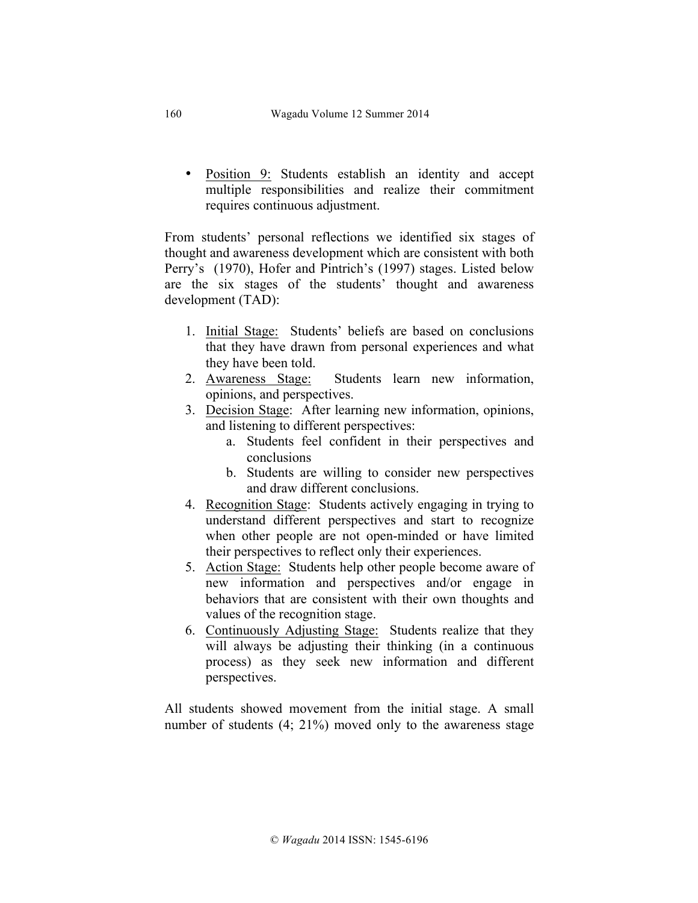- Position 9: Students establish an identity and accept multiple responsibilities and realize their commitment requires continuous adjustment.

From students' personal reflections we identified six stages of thought and awareness development which are consistent with both Perry's (1970), Hofer and Pintrich's (1997) stages. Listed below are the six stages of the students' thought and awareness development (TAD):

1. Initial Stage: Students' beliefs are based on conclusions that they have drawn from personal experiences and what they have been told.
2. Awareness Stage: Students learn new information, opinions, and perspectives.
3. Decision Stage: After learning new information, opinions, and listening to different perspectives:
    a. Students feel confident in their perspectives and conclusions
    b. Students are willing to consider new perspectives and draw different conclusions.
4. Recognition Stage: Students actively engaging in trying to understand different perspectives and start to recognize when other people are not open-minded or have limited their perspectives to reflect only their experiences.
5. Action Stage: Students help other people become aware of new information and perspectives and/or engage in behaviors that are consistent with their own thoughts and values of the recognition stage.
6. Continuously Adjusting Stage: Students realize that they will always be adjusting their thinking (in a continuous process) as they seek new information and different perspectives.

All students showed movement from the initial stage. A small number of students (4; 21%) moved only to the awareness stage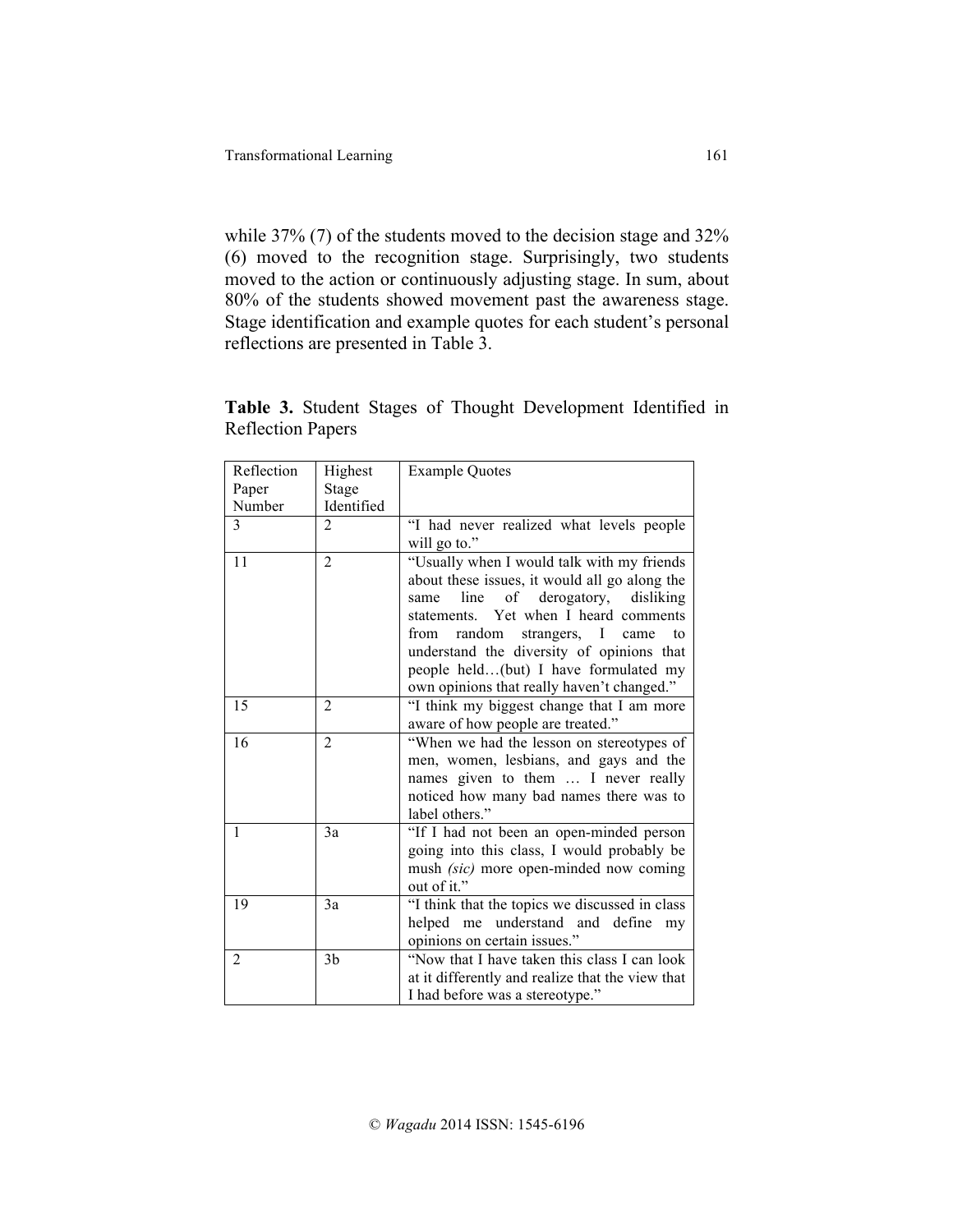while 37% (7) of the students moved to the decision stage and 32% (6) moved to the recognition stage. Surprisingly, two students moved to the action or continuously adjusting stage. In sum, about 80% of the students showed movement past the awareness stage. Stage identification and example quotes for each student's personal reflections are presented in Table 3.

**Table 3.** Student Stages of Thought Development Identified in Reflection Papers

| Reflection Paper Number | Highest Stage Identified | Example Quotes |
|---|---|---|
| 3 | 2 | "I had never realized what levels people will go to." |
| 11 | 2 | "Usually when I would talk with my friends about these issues, it would all go along the same line of derogatory, disliking statements. Yet when I heard comments from random strangers, I came to understand the diversity of opinions that people held…(but) I have formulated my own opinions that really haven't changed." |
| 15 | 2 | "I think my biggest change that I am more aware of how people are treated." |
| 16 | 2 | "When we had the lesson on stereotypes of men, women, lesbians, and gays and the names given to them … I never really noticed how many bad names there was to label others." |
| 1 | 3a | "If I had not been an open-minded person going into this class, I would probably be mush *(sic)* more open-minded now coming out of it." |
| 19 | 3a | "I think that the topics we discussed in class helped me understand and define my opinions on certain issues." |
| 2 | 3b | "Now that I have taken this class I can look at it differently and realize that the view that I had before was a stereotype." |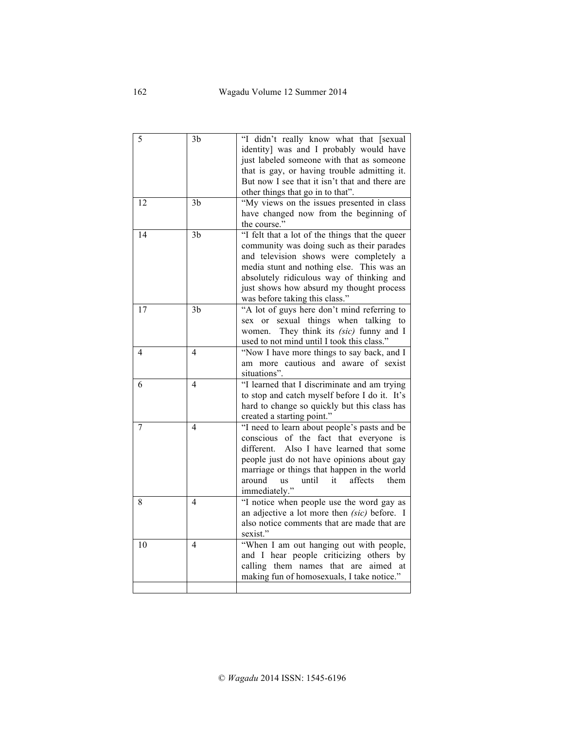| | | |
|---|---|---|
| 5 | 3b | "I didn't really know what that [sexual identity] was and I probably would have just labeled someone with that as someone that is gay, or having trouble admitting it. But now I see that it isn't that and there are other things that go in to that". |
| 12 | 3b | "My views on the issues presented in class have changed now from the beginning of the course." |
| 14 | 3b | "I felt that a lot of the things that the queer community was doing such as their parades and television shows were completely a media stunt and nothing else. This was an absolutely ridiculous way of thinking and just shows how absurd my thought process was before taking this class." |
| 17 | 3b | "A lot of guys here don't mind referring to sex or sexual things when talking to women. They think its *(sic)* funny and I used to not mind until I took this class." |
| 4 | 4 | "Now I have more things to say back, and I am more cautious and aware of sexist situations". |
| 6 | 4 | "I learned that I discriminate and am trying to stop and catch myself before I do it. It's hard to change so quickly but this class has created a starting point." |
| 7 | 4 | "I need to learn about people's pasts and be conscious of the fact that everyone is different. Also I have learned that some people just do not have opinions about gay marriage or things that happen in the world around us until it affects them immediately." |
| 8 | 4 | "I notice when people use the word gay as an adjective a lot more then *(sic)* before. I also notice comments that are made that are sexist." |
| 10 | 4 | "When I am out hanging out with people, and I hear people criticizing others by calling them names that are aimed at making fun of homosexuals, I take notice." |
| | | |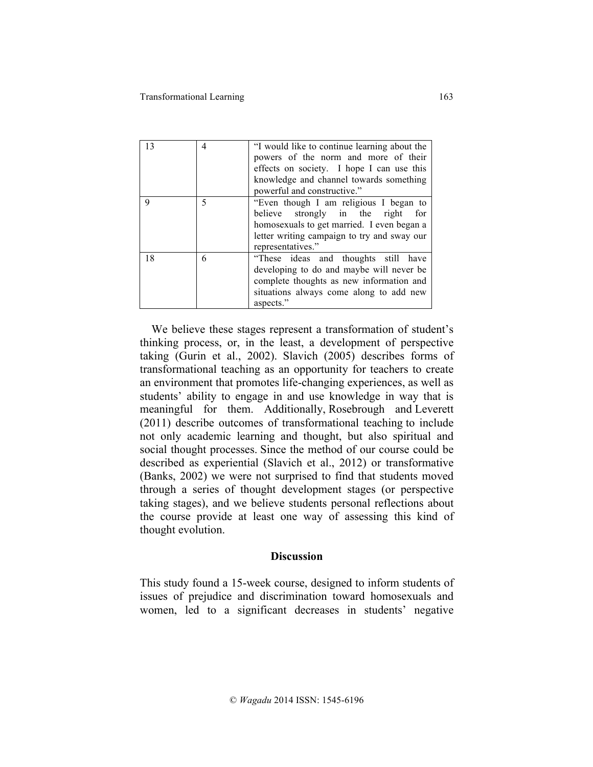| 13 | 4 | "I would like to continue learning about the powers of the norm and more of their effects on society. I hope I can use this knowledge and channel towards something powerful and constructive." |
|---|---|---|
| 9 | 5 | "Even though I am religious I began to believe strongly in the right for homosexuals to get married. I even began a letter writing campaign to try and sway our representatives." |
| 18 | 6 | "These ideas and thoughts still have developing to do and maybe will never be complete thoughts as new information and situations always come along to add new aspects." |

We believe these stages represent a transformation of student's thinking process, or, in the least, a development of perspective taking (Gurin et al., 2002). Slavich (2005) describes forms of transformational teaching as an opportunity for teachers to create an environment that promotes life-changing experiences, as well as students' ability to engage in and use knowledge in way that is meaningful for them. Additionally, Rosebrough and Leverett (2011) describe outcomes of transformational teaching to include not only academic learning and thought, but also spiritual and social thought processes. Since the method of our course could be described as experiential (Slavich et al., 2012) or transformative (Banks, 2002) we were not surprised to find that students moved through a series of thought development stages (or perspective taking stages), and we believe students personal reflections about the course provide at least one way of assessing this kind of thought evolution.

## Discussion

This study found a 15-week course, designed to inform students of issues of prejudice and discrimination toward homosexuals and women, led to a significant decreases in students' negative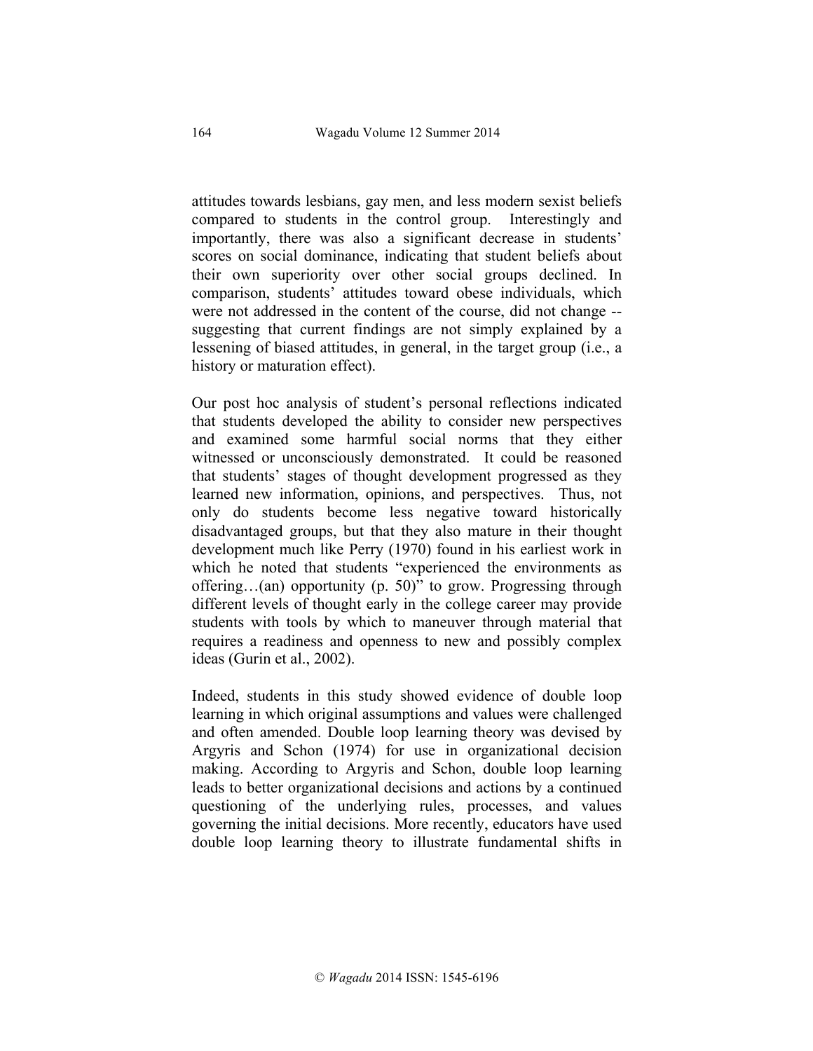attitudes towards lesbians, gay men, and less modern sexist beliefs compared to students in the control group. Interestingly and importantly, there was also a significant decrease in students' scores on social dominance, indicating that student beliefs about their own superiority over other social groups declined. In comparison, students' attitudes toward obese individuals, which were not addressed in the content of the course, did not change -- suggesting that current findings are not simply explained by a lessening of biased attitudes, in general, in the target group (i.e., a history or maturation effect).

Our post hoc analysis of student's personal reflections indicated that students developed the ability to consider new perspectives and examined some harmful social norms that they either witnessed or unconsciously demonstrated. It could be reasoned that students' stages of thought development progressed as they learned new information, opinions, and perspectives. Thus, not only do students become less negative toward historically disadvantaged groups, but that they also mature in their thought development much like Perry (1970) found in his earliest work in which he noted that students "experienced the environments as offering…(an) opportunity (p. 50)" to grow. Progressing through different levels of thought early in the college career may provide students with tools by which to maneuver through material that requires a readiness and openness to new and possibly complex ideas (Gurin et al., 2002).

Indeed, students in this study showed evidence of double loop learning in which original assumptions and values were challenged and often amended. Double loop learning theory was devised by Argyris and Schon (1974) for use in organizational decision making. According to Argyris and Schon, double loop learning leads to better organizational decisions and actions by a continued questioning of the underlying rules, processes, and values governing the initial decisions. More recently, educators have used double loop learning theory to illustrate fundamental shifts in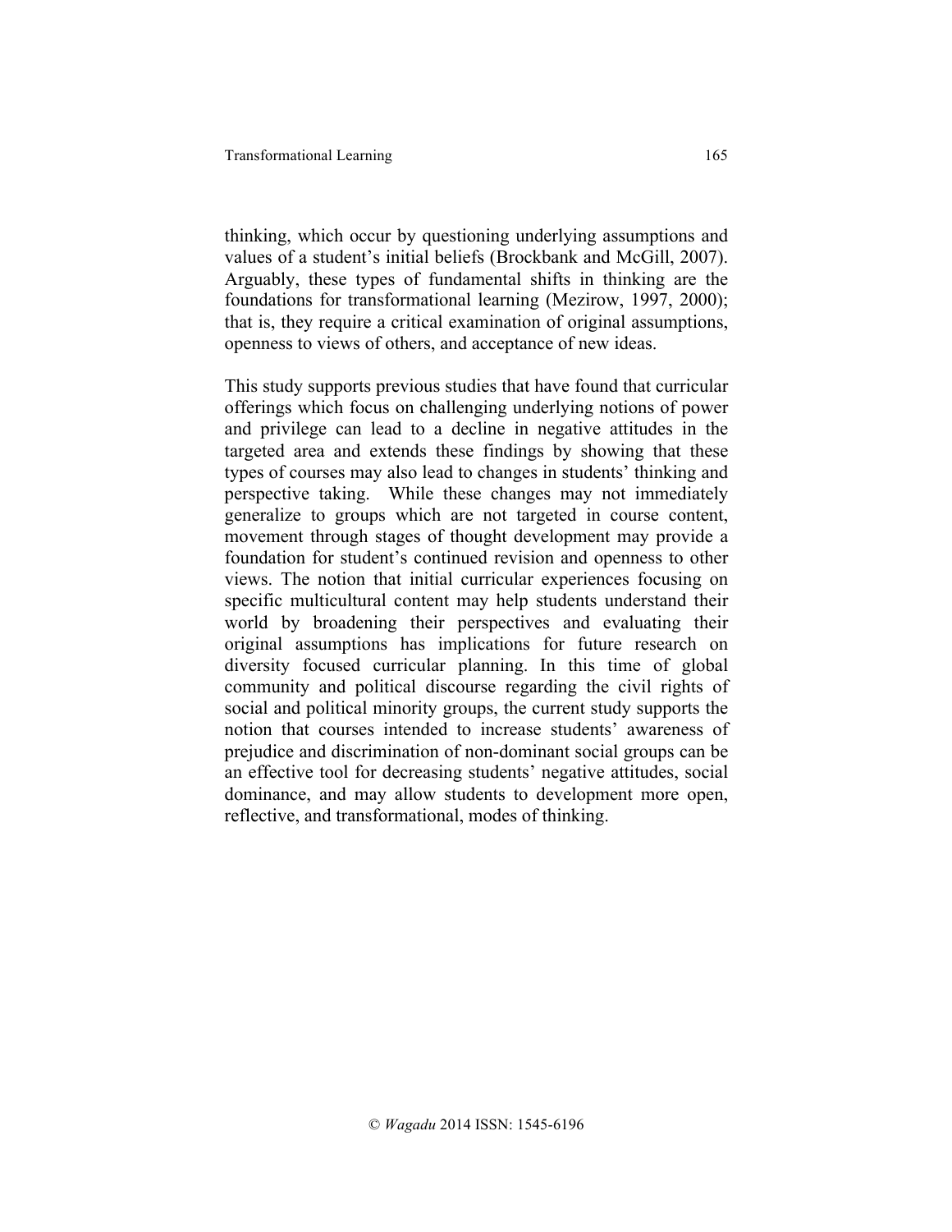thinking, which occur by questioning underlying assumptions and values of a student's initial beliefs (Brockbank and McGill, 2007). Arguably, these types of fundamental shifts in thinking are the foundations for transformational learning (Mezirow, 1997, 2000); that is, they require a critical examination of original assumptions, openness to views of others, and acceptance of new ideas.

This study supports previous studies that have found that curricular offerings which focus on challenging underlying notions of power and privilege can lead to a decline in negative attitudes in the targeted area and extends these findings by showing that these types of courses may also lead to changes in students' thinking and perspective taking. While these changes may not immediately generalize to groups which are not targeted in course content, movement through stages of thought development may provide a foundation for student's continued revision and openness to other views. The notion that initial curricular experiences focusing on specific multicultural content may help students understand their world by broadening their perspectives and evaluating their original assumptions has implications for future research on diversity focused curricular planning. In this time of global community and political discourse regarding the civil rights of social and political minority groups, the current study supports the notion that courses intended to increase students' awareness of prejudice and discrimination of non-dominant social groups can be an effective tool for decreasing students' negative attitudes, social dominance, and may allow students to development more open, reflective, and transformational, modes of thinking.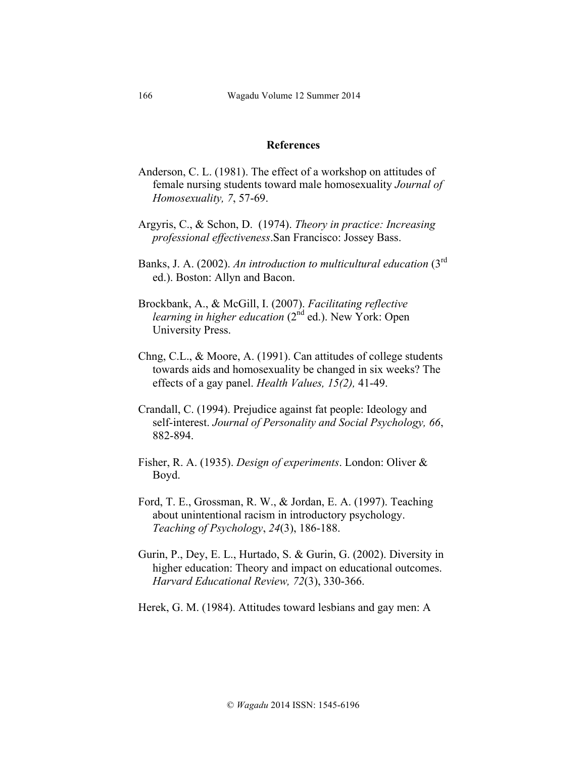## References

Anderson, C. L. (1981). The effect of a workshop on attitudes of female nursing students toward male homosexuality *Journal of Homosexuality, 7*, 57-69.

Argyris, C., & Schon, D. (1974). *Theory in practice: Increasing professional effectiveness*.San Francisco: Jossey Bass.

Banks, J. A. (2002). *An introduction to multicultural education* (3rd ed.). Boston: Allyn and Bacon.

Brockbank, A., & McGill, I. (2007). *Facilitating reflective learning in higher education* (2nd ed.). New York: Open University Press.

Chng, C.L., & Moore, A. (1991). Can attitudes of college students towards aids and homosexuality be changed in six weeks? The effects of a gay panel. *Health Values, 15(2),* 41-49.

Crandall, C. (1994). Prejudice against fat people: Ideology and self-interest. *Journal of Personality and Social Psychology, 66*, 882-894.

Fisher, R. A. (1935). *Design of experiments*. London: Oliver & Boyd.

Ford, T. E., Grossman, R. W., & Jordan, E. A. (1997). Teaching about unintentional racism in introductory psychology. *Teaching of Psychology*, *24*(3), 186-188.

Gurin, P., Dey, E. L., Hurtado, S. & Gurin, G. (2002). Diversity in higher education: Theory and impact on educational outcomes. *Harvard Educational Review, 72*(3), 330-366.

Herek, G. M. (1984). Attitudes toward lesbians and gay men: A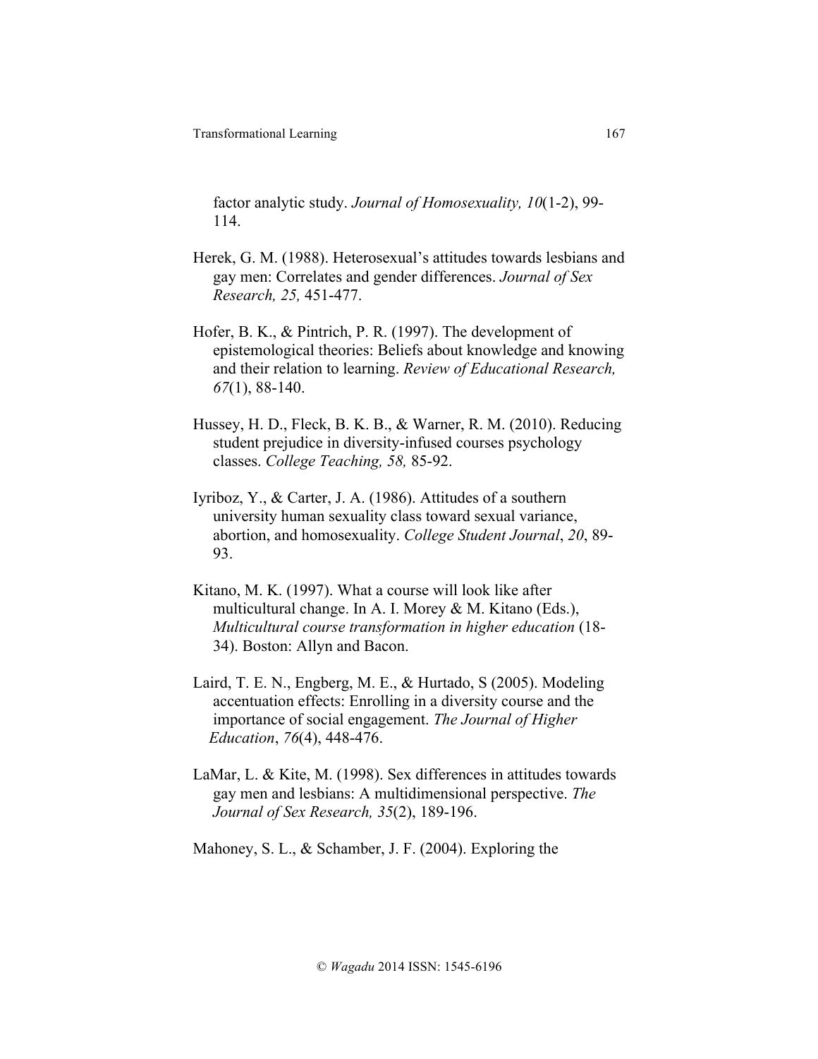factor analytic study. *Journal of Homosexuality, 10*(1-2), 99-114.

Herek, G. M. (1988). Heterosexual's attitudes towards lesbians and gay men: Correlates and gender differences. *Journal of Sex Research, 25,* 451-477.

Hofer, B. K., & Pintrich, P. R. (1997). The development of epistemological theories: Beliefs about knowledge and knowing and their relation to learning. *Review of Educational Research, 67*(1), 88-140.

Hussey, H. D., Fleck, B. K. B., & Warner, R. M. (2010). Reducing student prejudice in diversity-infused courses psychology classes. *College Teaching, 58,* 85-92.

Iyriboz, Y., & Carter, J. A. (1986). Attitudes of a southern university human sexuality class toward sexual variance, abortion, and homosexuality. *College Student Journal*, *20*, 89-93.

Kitano, M. K. (1997). What a course will look like after multicultural change. In A. I. Morey & M. Kitano (Eds.), *Multicultural course transformation in higher education* (18-34). Boston: Allyn and Bacon.

Laird, T. E. N., Engberg, M. E., & Hurtado, S (2005). Modeling accentuation effects: Enrolling in a diversity course and the importance of social engagement. *The Journal of Higher Education*, *76*(4), 448-476.

LaMar, L. & Kite, M. (1998). Sex differences in attitudes towards gay men and lesbians: A multidimensional perspective. *The Journal of Sex Research, 35*(2), 189-196.

Mahoney, S. L., & Schamber, J. F. (2004). Exploring the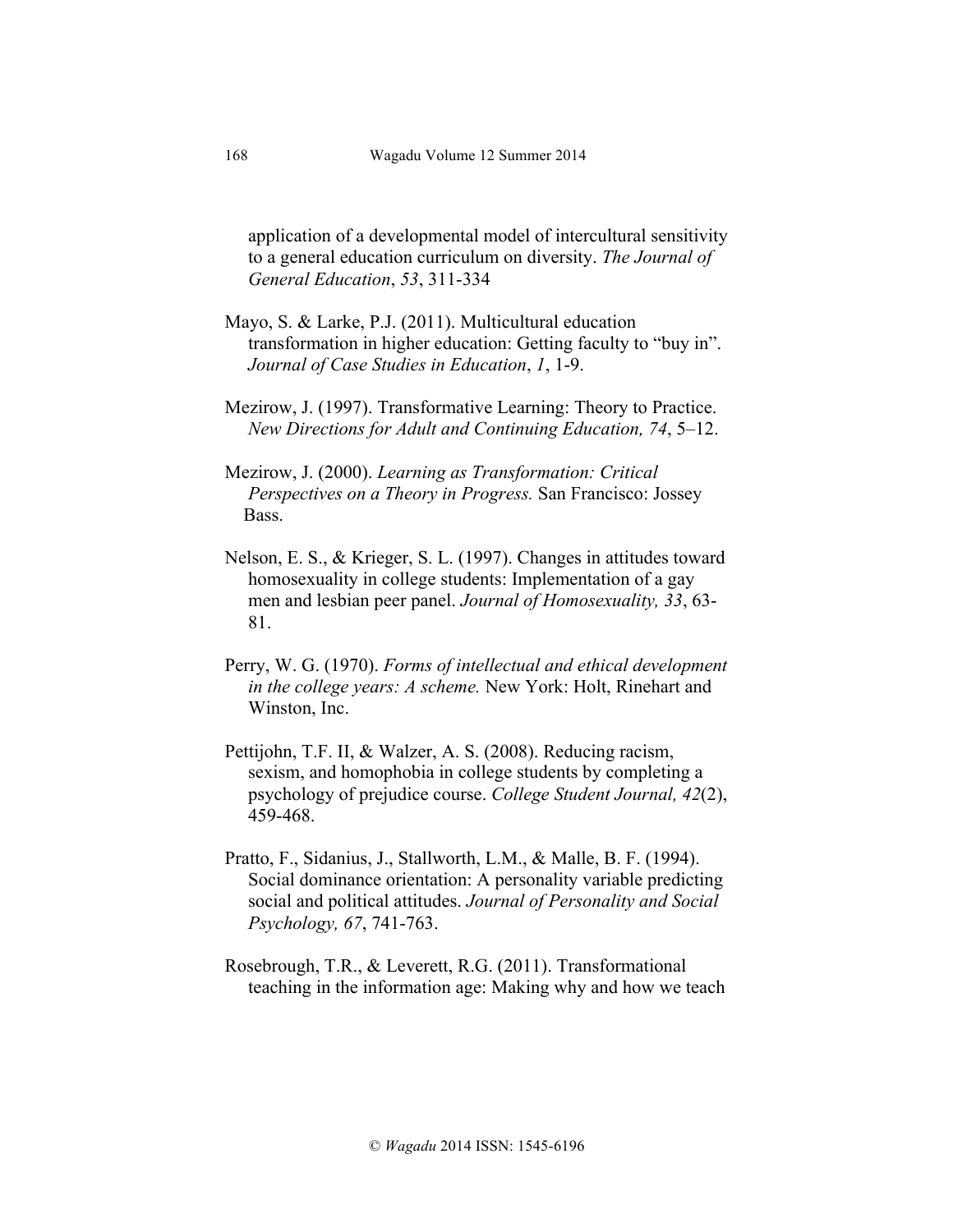application of a developmental model of intercultural sensitivity to a general education curriculum on diversity. *The Journal of General Education*, *53*, 311-334

Mayo, S. & Larke, P.J. (2011). Multicultural education transformation in higher education: Getting faculty to "buy in". *Journal of Case Studies in Education*, *1*, 1-9.

Mezirow, J. (1997). Transformative Learning: Theory to Practice. *New Directions for Adult and Continuing Education, 74*, 5–12.

Mezirow, J. (2000). *Learning as Transformation: Critical Perspectives on a Theory in Progress.* San Francisco: Jossey Bass.

Nelson, E. S., & Krieger, S. L. (1997). Changes in attitudes toward homosexuality in college students: Implementation of a gay men and lesbian peer panel. *Journal of Homosexuality, 33*, 63-81.

Perry, W. G. (1970). *Forms of intellectual and ethical development in the college years: A scheme.* New York: Holt, Rinehart and Winston, Inc.

Pettijohn, T.F. II, & Walzer, A. S. (2008). Reducing racism, sexism, and homophobia in college students by completing a psychology of prejudice course. *College Student Journal, 42*(2), 459-468.

Pratto, F., Sidanius, J., Stallworth, L.M., & Malle, B. F. (1994). Social dominance orientation: A personality variable predicting social and political attitudes. *Journal of Personality and Social Psychology, 67*, 741-763.

Rosebrough, T.R., & Leverett, R.G. (2011). Transformational teaching in the information age: Making why and how we teach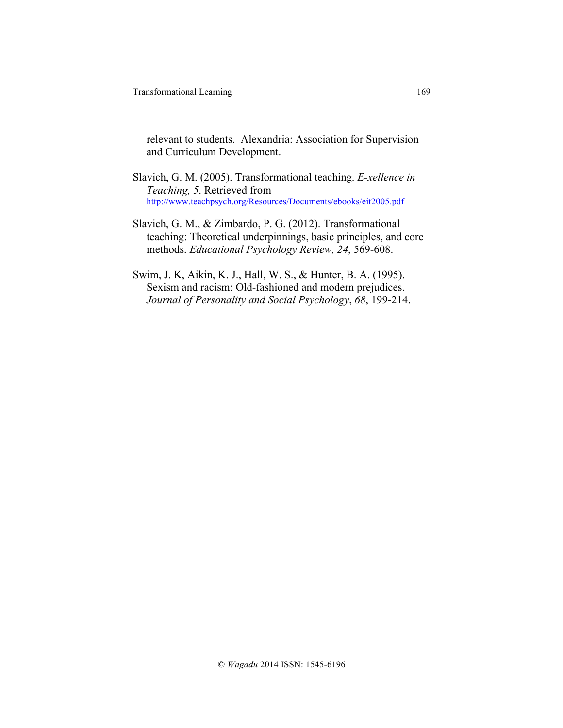relevant to students. Alexandria: Association for Supervision and Curriculum Development.

Slavich, G. M. (2005). Transformational teaching. *E-xellence in Teaching, 5*. Retrieved from http://www.teachpsych.org/Resources/Documents/ebooks/eit2005.pdf

Slavich, G. M., & Zimbardo, P. G. (2012). Transformational teaching: Theoretical underpinnings, basic principles, and core methods. *Educational Psychology Review, 24*, 569-608.

Swim, J. K, Aikin, K. J., Hall, W. S., & Hunter, B. A. (1995). Sexism and racism: Old-fashioned and modern prejudices. *Journal of Personality and Social Psychology*, *68*, 199-214.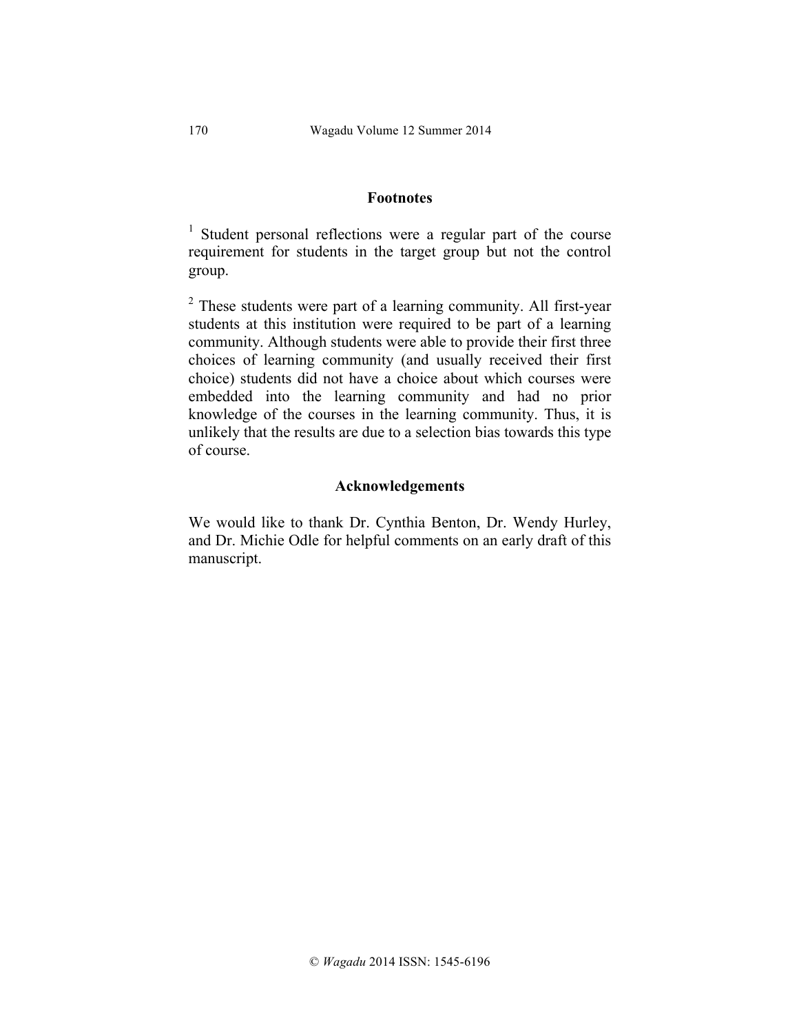## Footnotes

[1] Student personal reflections were a regular part of the course requirement for students in the target group but not the control group.

[2] These students were part of a learning community. All first-year students at this institution were required to be part of a learning community. Although students were able to provide their first three choices of learning community (and usually received their first choice) students did not have a choice about which courses were embedded into the learning community and had no prior knowledge of the courses in the learning community. Thus, it is unlikely that the results are due to a selection bias towards this type of course.

## Acknowledgements

We would like to thank Dr. Cynthia Benton, Dr. Wendy Hurley, and Dr. Michie Odle for helpful comments on an early draft of this manuscript.